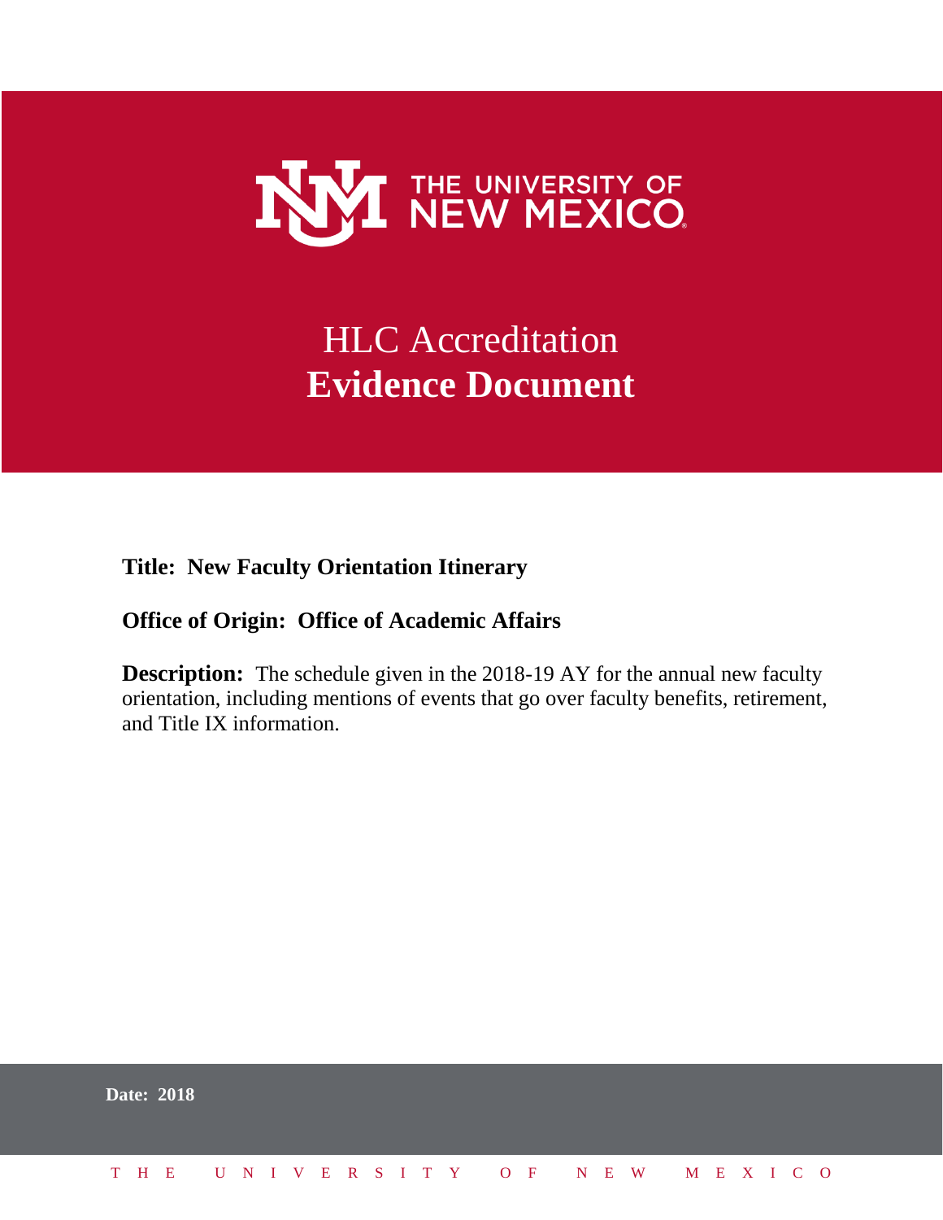THE UNIVERSITY OF NEW MEXICO

# HLC Accreditation
# **Evidence Document**

**Title: New Faculty Orientation Itinerary**

**Office of Origin: Office of Academic Affairs**

**Description:** The schedule given in the 2018-19 AY for the annual new faculty orientation, including mentions of events that go over faculty benefits, retirement, and Title IX information.

**Date: 2018**

THE UNIVERSITY OF NEW MEXICO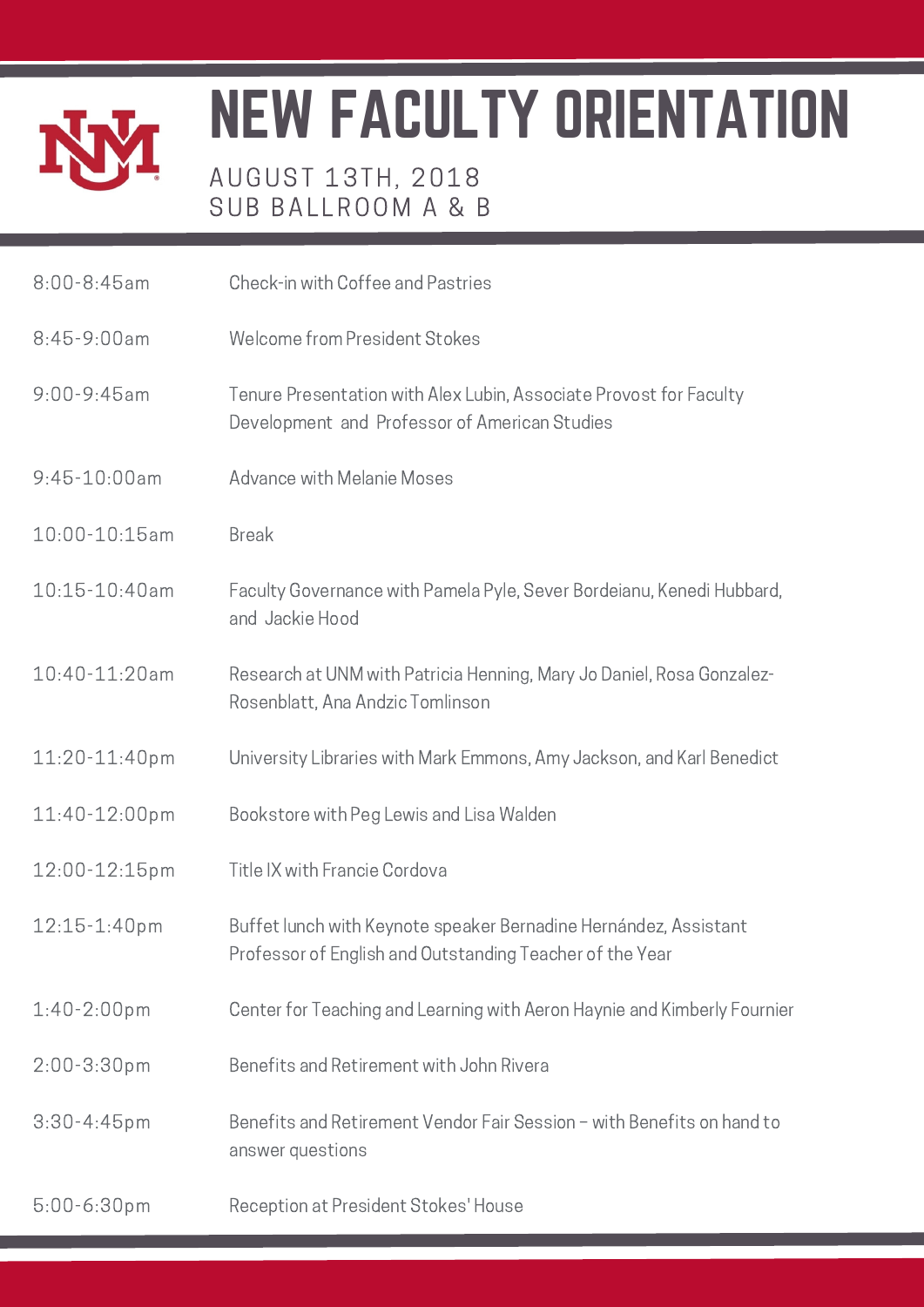# NEW FACULTY ORIENTATION

AUGUST 13TH, 2018
SUB BALLROOM A & B

| | |
|---|---|
| 8:00-8:45am | Check-in with Coffee and Pastries |
| 8:45-9:00am | Welcome from President Stokes |
| 9:00-9:45am | Tenure Presentation with Alex Lubin, Associate Provost for Faculty Development and Professor of American Studies |
| 9:45-10:00am | Advance with Melanie Moses |
| 10:00-10:15am | Break |
| 10:15-10:40am | Faculty Governance with Pamela Pyle, Sever Bordeianu, Kenedi Hubbard, and Jackie Hood |
| 10:40-11:20am | Research at UNM with Patricia Henning, Mary Jo Daniel, Rosa Gonzalez-Rosenblatt, Ana Andzic Tomlinson |
| 11:20-11:40pm | University Libraries with Mark Emmons, Amy Jackson, and Karl Benedict |
| 11:40-12:00pm | Bookstore with Peg Lewis and Lisa Walden |
| 12:00-12:15pm | Title IX with Francie Cordova |
| 12:15-1:40pm | Buffet lunch with Keynote speaker Bernadine Hernández, Assistant Professor of English and Outstanding Teacher of the Year |
| 1:40-2:00pm | Center for Teaching and Learning with Aeron Haynie and Kimberly Fournier |
| 2:00-3:30pm | Benefits and Retirement with John Rivera |
| 3:30-4:45pm | Benefits and Retirement Vendor Fair Session – with Benefits on hand to answer questions |
| 5:00-6:30pm | Reception at President Stokes' House |